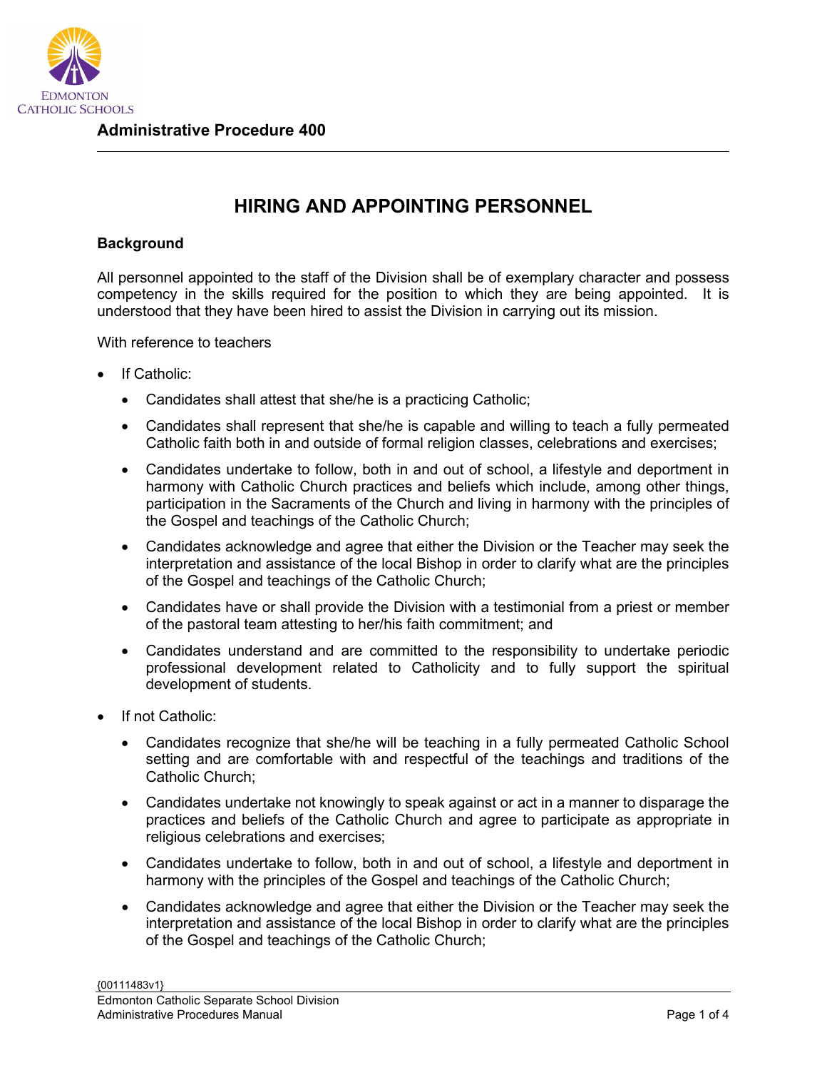**Administrative Procedure 400**

# HIRING AND APPOINTING PERSONNEL

## Background

All personnel appointed to the staff of the Division shall be of exemplary character and possess competency in the skills required for the position to which they are being appointed. It is understood that they have been hired to assist the Division in carrying out its mission.

With reference to teachers

- If Catholic:
  - Candidates shall attest that she/he is a practicing Catholic;
  - Candidates shall represent that she/he is capable and willing to teach a fully permeated Catholic faith both in and outside of formal religion classes, celebrations and exercises;
  - Candidates undertake to follow, both in and out of school, a lifestyle and deportment in harmony with Catholic Church practices and beliefs which include, among other things, participation in the Sacraments of the Church and living in harmony with the principles of the Gospel and teachings of the Catholic Church;
  - Candidates acknowledge and agree that either the Division or the Teacher may seek the interpretation and assistance of the local Bishop in order to clarify what are the principles of the Gospel and teachings of the Catholic Church;
  - Candidates have or shall provide the Division with a testimonial from a priest or member of the pastoral team attesting to her/his faith commitment; and
  - Candidates understand and are committed to the responsibility to undertake periodic professional development related to Catholicity and to fully support the spiritual development of students.
- If not Catholic:
  - Candidates recognize that she/he will be teaching in a fully permeated Catholic School setting and are comfortable with and respectful of the teachings and traditions of the Catholic Church;
  - Candidates undertake not knowingly to speak against or act in a manner to disparage the practices and beliefs of the Catholic Church and agree to participate as appropriate in religious celebrations and exercises;
  - Candidates undertake to follow, both in and out of school, a lifestyle and deportment in harmony with the principles of the Gospel and teachings of the Catholic Church;
  - Candidates acknowledge and agree that either the Division or the Teacher may seek the interpretation and assistance of the local Bishop in order to clarify what are the principles of the Gospel and teachings of the Catholic Church;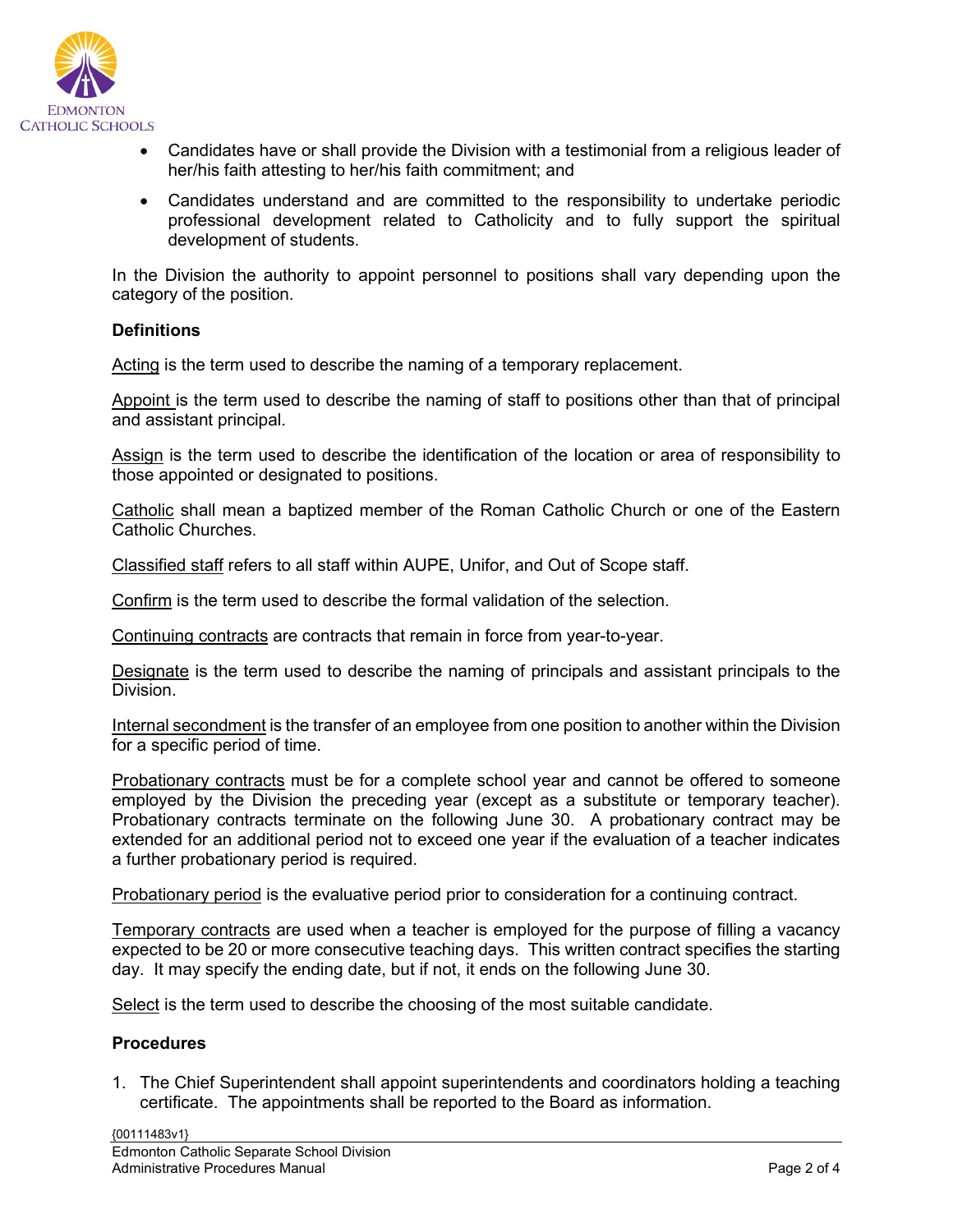- Candidates have or shall provide the Division with a testimonial from a religious leader of her/his faith attesting to her/his faith commitment; and
- Candidates understand and are committed to the responsibility to undertake periodic professional development related to Catholicity and to fully support the spiritual development of students.

In the Division the authority to appoint personnel to positions shall vary depending upon the category of the position.

**Definitions**

Acting is the term used to describe the naming of a temporary replacement.

Appoint is the term used to describe the naming of staff to positions other than that of principal and assistant principal.

Assign is the term used to describe the identification of the location or area of responsibility to those appointed or designated to positions.

Catholic shall mean a baptized member of the Roman Catholic Church or one of the Eastern Catholic Churches.

Classified staff refers to all staff within AUPE, Unifor, and Out of Scope staff.

Confirm is the term used to describe the formal validation of the selection.

Continuing contracts are contracts that remain in force from year-to-year.

Designate is the term used to describe the naming of principals and assistant principals to the Division.

Internal secondment is the transfer of an employee from one position to another within the Division for a specific period of time.

Probationary contracts must be for a complete school year and cannot be offered to someone employed by the Division the preceding year (except as a substitute or temporary teacher). Probationary contracts terminate on the following June 30. A probationary contract may be extended for an additional period not to exceed one year if the evaluation of a teacher indicates a further probationary period is required.

Probationary period is the evaluative period prior to consideration for a continuing contract.

Temporary contracts are used when a teacher is employed for the purpose of filling a vacancy expected to be 20 or more consecutive teaching days. This written contract specifies the starting day. It may specify the ending date, but if not, it ends on the following June 30.

Select is the term used to describe the choosing of the most suitable candidate.

**Procedures**

1. The Chief Superintendent shall appoint superintendents and coordinators holding a teaching certificate. The appointments shall be reported to the Board as information.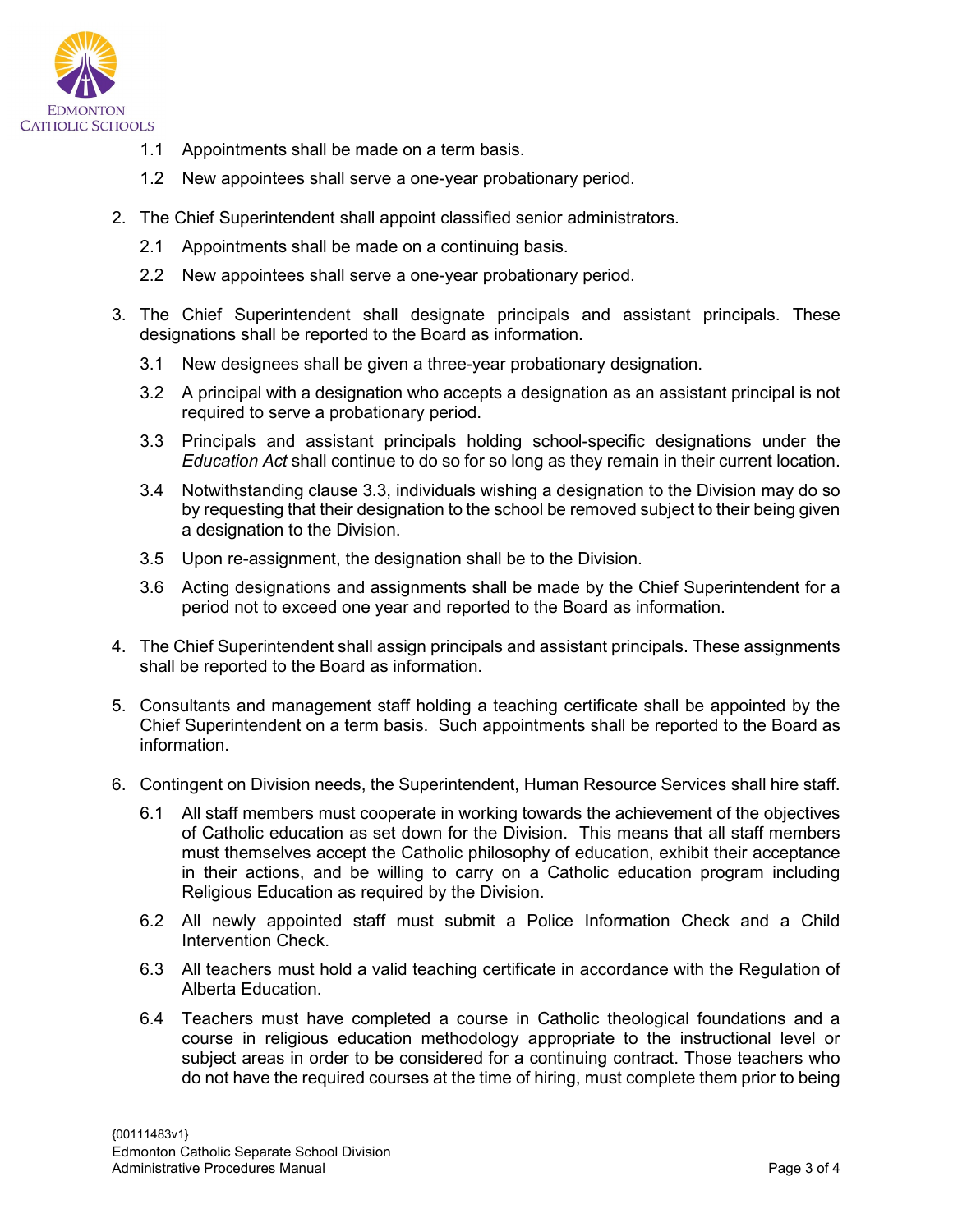1.1 Appointments shall be made on a term basis.

   1.2 New appointees shall serve a one-year probationary period.

2. The Chief Superintendent shall appoint classified senior administrators.

   2.1 Appointments shall be made on a continuing basis.

   2.2 New appointees shall serve a one-year probationary period.

3. The Chief Superintendent shall designate principals and assistant principals. These designations shall be reported to the Board as information.

   3.1 New designees shall be given a three-year probationary designation.

   3.2 A principal with a designation who accepts a designation as an assistant principal is not required to serve a probationary period.

   3.3 Principals and assistant principals holding school-specific designations under the *Education Act* shall continue to do so for so long as they remain in their current location.

   3.4 Notwithstanding clause 3.3, individuals wishing a designation to the Division may do so by requesting that their designation to the school be removed subject to their being given a designation to the Division.

   3.5 Upon re-assignment, the designation shall be to the Division.

   3.6 Acting designations and assignments shall be made by the Chief Superintendent for a period not to exceed one year and reported to the Board as information.

4. The Chief Superintendent shall assign principals and assistant principals. These assignments shall be reported to the Board as information.

5. Consultants and management staff holding a teaching certificate shall be appointed by the Chief Superintendent on a term basis. Such appointments shall be reported to the Board as information.

6. Contingent on Division needs, the Superintendent, Human Resource Services shall hire staff.

   6.1 All staff members must cooperate in working towards the achievement of the objectives of Catholic education as set down for the Division. This means that all staff members must themselves accept the Catholic philosophy of education, exhibit their acceptance in their actions, and be willing to carry on a Catholic education program including Religious Education as required by the Division.

   6.2 All newly appointed staff must submit a Police Information Check and a Child Intervention Check.

   6.3 All teachers must hold a valid teaching certificate in accordance with the Regulation of Alberta Education.

   6.4 Teachers must have completed a course in Catholic theological foundations and a course in religious education methodology appropriate to the instructional level or subject areas in order to be considered for a continuing contract. Those teachers who do not have the required courses at the time of hiring, must complete them prior to being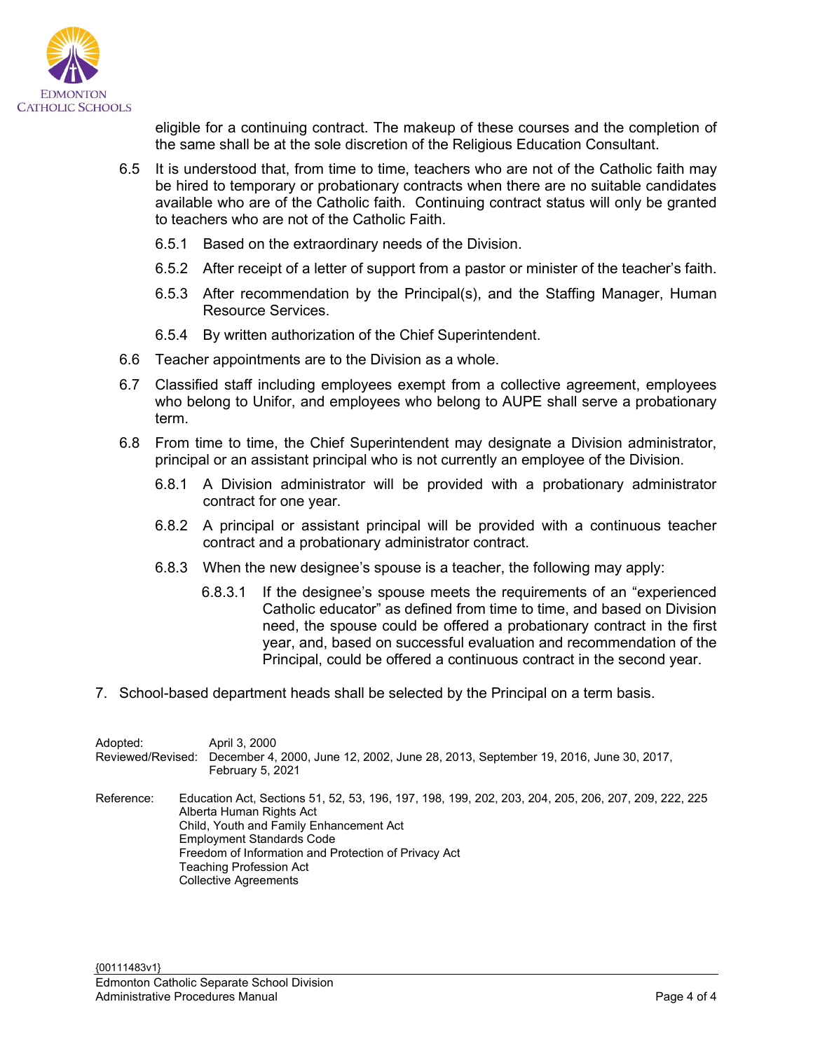eligible for a continuing contract. The makeup of these courses and the completion of the same shall be at the sole discretion of the Religious Education Consultant.

6.5 It is understood that, from time to time, teachers who are not of the Catholic faith may be hired to temporary or probationary contracts when there are no suitable candidates available who are of the Catholic faith. Continuing contract status will only be granted to teachers who are not of the Catholic Faith.

6.5.1 Based on the extraordinary needs of the Division.

6.5.2 After receipt of a letter of support from a pastor or minister of the teacher's faith.

6.5.3 After recommendation by the Principal(s), and the Staffing Manager, Human Resource Services.

6.5.4 By written authorization of the Chief Superintendent.

6.6 Teacher appointments are to the Division as a whole.

6.7 Classified staff including employees exempt from a collective agreement, employees who belong to Unifor, and employees who belong to AUPE shall serve a probationary term.

6.8 From time to time, the Chief Superintendent may designate a Division administrator, principal or an assistant principal who is not currently an employee of the Division.

6.8.1 A Division administrator will be provided with a probationary administrator contract for one year.

6.8.2 A principal or assistant principal will be provided with a continuous teacher contract and a probationary administrator contract.

6.8.3 When the new designee's spouse is a teacher, the following may apply:

6.8.3.1 If the designee's spouse meets the requirements of an "experienced Catholic educator" as defined from time to time, and based on Division need, the spouse could be offered a probationary contract in the first year, and, based on successful evaluation and recommendation of the Principal, could be offered a continuous contract in the second year.

7. School-based department heads shall be selected by the Principal on a term basis.

Adopted: April 3, 2000
Reviewed/Revised: December 4, 2000, June 12, 2002, June 28, 2013, September 19, 2016, June 30, 2017, February 5, 2021

Reference: Education Act, Sections 51, 52, 53, 196, 197, 198, 199, 202, 203, 204, 205, 206, 207, 209, 222, 225
Alberta Human Rights Act
Child, Youth and Family Enhancement Act
Employment Standards Code
Freedom of Information and Protection of Privacy Act
Teaching Profession Act
Collective Agreements